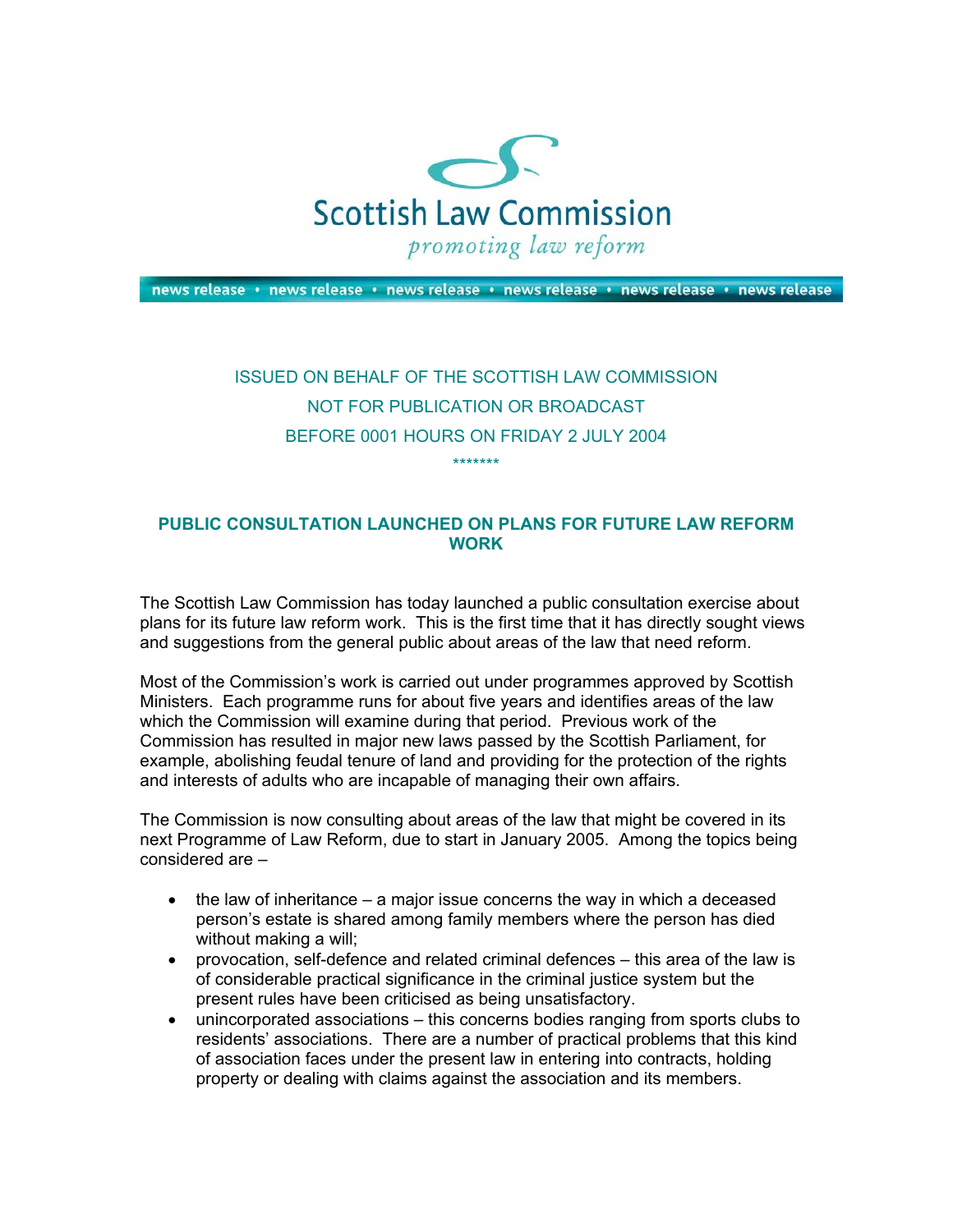Scottish Law Commission

*promoting law reform*

news release • news release • news release • news release • news release • news release

ISSUED ON BEHALF OF THE SCOTTISH LAW COMMISSION

NOT FOR PUBLICATION OR BROADCAST

BEFORE 0001 HOURS ON FRIDAY 2 JULY 2004

*******

## PUBLIC CONSULTATION LAUNCHED ON PLANS FOR FUTURE LAW REFORM WORK

The Scottish Law Commission has today launched a public consultation exercise about plans for its future law reform work. This is the first time that it has directly sought views and suggestions from the general public about areas of the law that need reform.

Most of the Commission's work is carried out under programmes approved by Scottish Ministers. Each programme runs for about five years and identifies areas of the law which the Commission will examine during that period. Previous work of the Commission has resulted in major new laws passed by the Scottish Parliament, for example, abolishing feudal tenure of land and providing for the protection of the rights and interests of adults who are incapable of managing their own affairs.

The Commission is now consulting about areas of the law that might be covered in its next Programme of Law Reform, due to start in January 2005. Among the topics being considered are –

- the law of inheritance – a major issue concerns the way in which a deceased person's estate is shared among family members where the person has died without making a will;
- provocation, self-defence and related criminal defences – this area of the law is of considerable practical significance in the criminal justice system but the present rules have been criticised as being unsatisfactory.
- unincorporated associations – this concerns bodies ranging from sports clubs to residents' associations. There are a number of practical problems that this kind of association faces under the present law in entering into contracts, holding property or dealing with claims against the association and its members.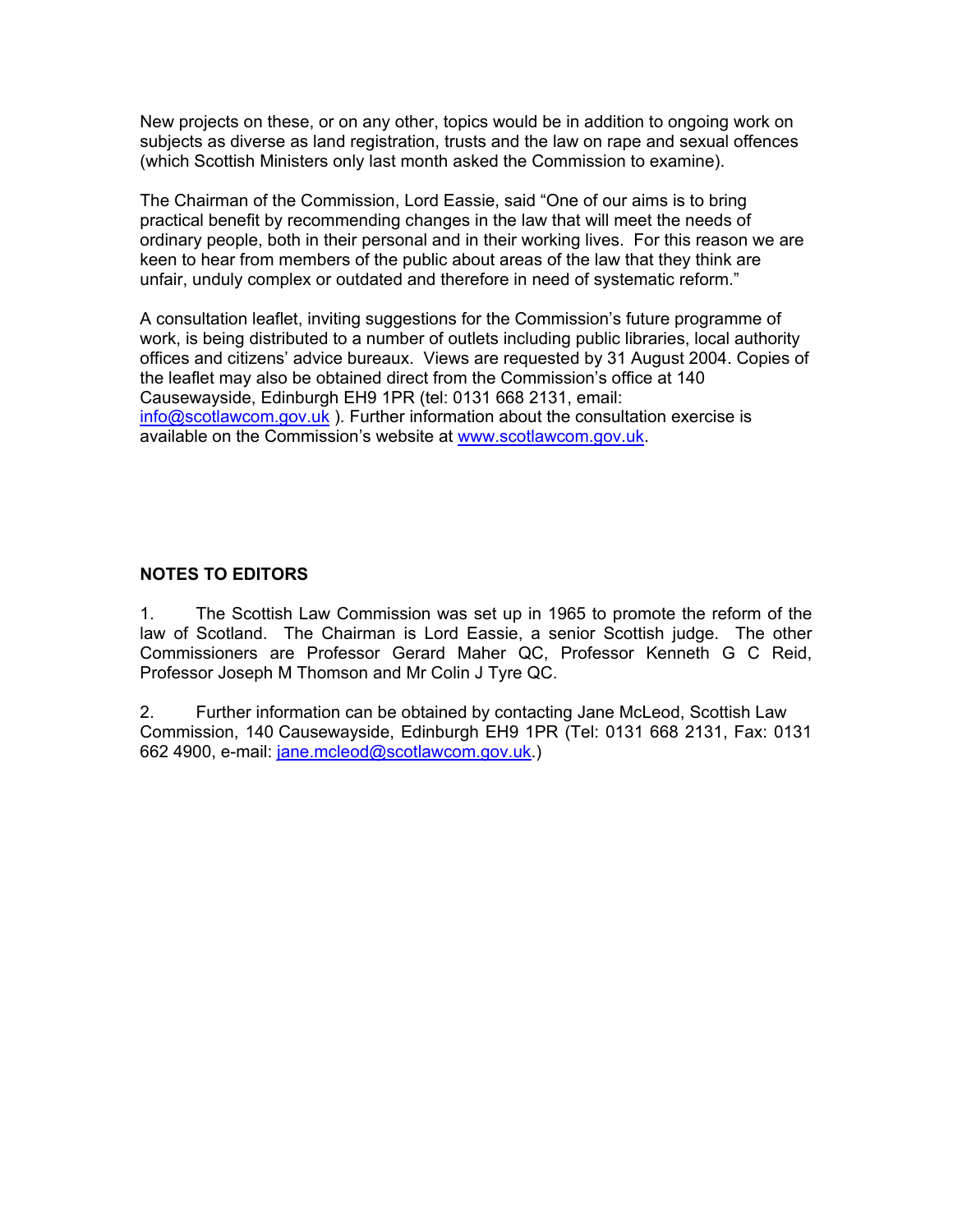New projects on these, or on any other, topics would be in addition to ongoing work on subjects as diverse as land registration, trusts and the law on rape and sexual offences (which Scottish Ministers only last month asked the Commission to examine).

The Chairman of the Commission, Lord Eassie, said "One of our aims is to bring practical benefit by recommending changes in the law that will meet the needs of ordinary people, both in their personal and in their working lives. For this reason we are keen to hear from members of the public about areas of the law that they think are unfair, unduly complex or outdated and therefore in need of systematic reform."

A consultation leaflet, inviting suggestions for the Commission's future programme of work, is being distributed to a number of outlets including public libraries, local authority offices and citizens' advice bureaux. Views are requested by 31 August 2004. Copies of the leaflet may also be obtained direct from the Commission's office at 140 Causewayside, Edinburgh EH9 1PR (tel: 0131 668 2131, email: info@scotlawcom.gov.uk ). Further information about the consultation exercise is available on the Commission's website at www.scotlawcom.gov.uk.

**NOTES TO EDITORS**

1. The Scottish Law Commission was set up in 1965 to promote the reform of the law of Scotland. The Chairman is Lord Eassie, a senior Scottish judge. The other Commissioners are Professor Gerard Maher QC, Professor Kenneth G C Reid, Professor Joseph M Thomson and Mr Colin J Tyre QC.

2. Further information can be obtained by contacting Jane McLeod, Scottish Law Commission, 140 Causewayside, Edinburgh EH9 1PR (Tel: 0131 668 2131, Fax: 0131 662 4900, e-mail: jane.mcleod@scotlawcom.gov.uk.)